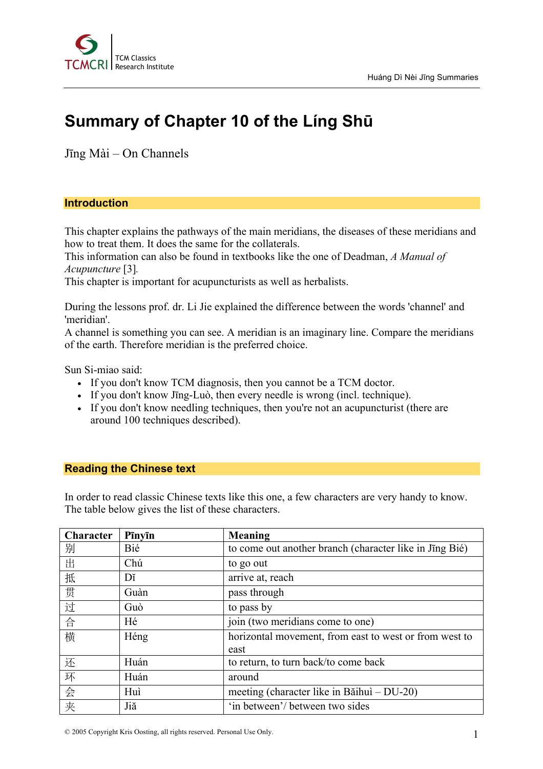# Summary of Chapter 10 of the Líng Shū

Jīng Mài – On Channels

## Introduction

This chapter explains the pathways of the main meridians, the diseases of these meridians and how to treat them. It does the same for the collaterals.
This information can also be found in textbooks like the one of Deadman, *A Manual of Acupuncture* [3].
This chapter is important for acupuncturists as well as herbalists.

During the lessons prof. dr. Li Jie explained the difference between the words 'channel' and 'meridian'.
A channel is something you can see. A meridian is an imaginary line. Compare the meridians of the earth. Therefore meridian is the preferred choice.

Sun Si-miao said:

- If you don't know TCM diagnosis, then you cannot be a TCM doctor.
- If you don't know Jīng-Luò, then every needle is wrong (incl. technique).
- If you don't know needling techniques, then you're not an acupuncturist (there are around 100 techniques described).

## Reading the Chinese text

In order to read classic Chinese texts like this one, a few characters are very handy to know. The table below gives the list of these characters.

| Character | Pīnyīn | Meaning |
|---|---|---|
| 别 | Bié | to come out another branch (character like in Jīng Bié) |
| 出 | Chú | to go out |
| 抵 | Dĭ | arrive at, reach |
| 贯 | Guàn | pass through |
| 过 | Guò | to pass by |
| 合 | Hé | join (two meridians come to one) |
| 横 | Héng | horizontal movement, from east to west or from west to east |
| 还 | Huán | to return, to turn back/to come back |
| 环 | Huán | around |
| 会 | Huì | meeting (character like in Băihuì – DU-20) |
| 夹 | Jiă | 'in between'/ between two sides |

© 2005 Copyright Kris Oosting, all rights reserved. Personal Use Only.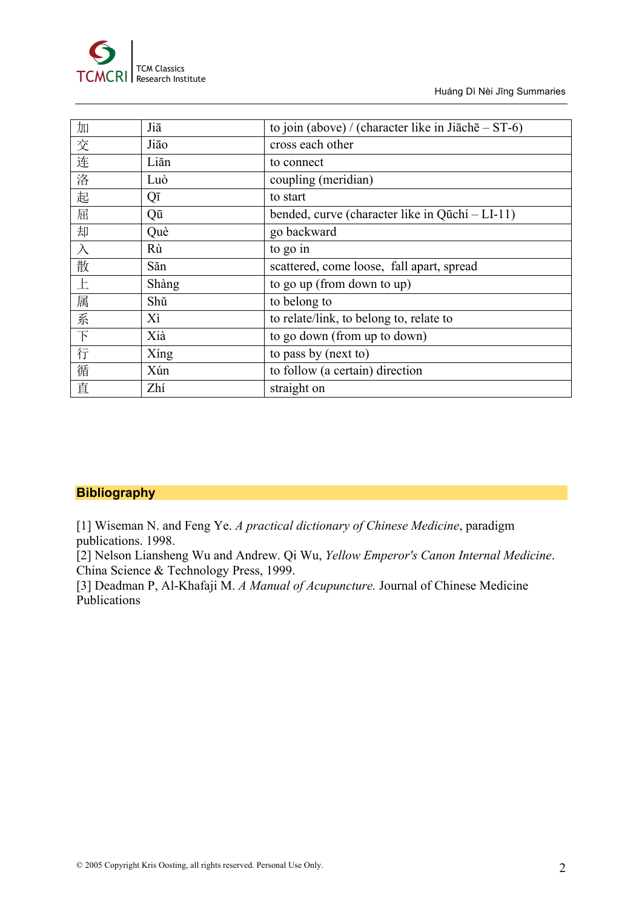| | | |
|---|---|---|
| 加 | Jiā | to join (above) / (character like in Jiāchē – ST-6) |
| 交 | Jiāo | cross each other |
| 连 | Liăn | to connect |
| 洛 | Luò | coupling (meridian) |
| 起 | Qī | to start |
| 屈 | Qū | bended, curve (character like in Qūchí – LI-11) |
| 却 | Què | go backward |
| 入 | Rù | to go in |
| 散 | Săn | scattered, come loose,  fall apart, spread |
| 上 | Shàng | to go up (from down to up) |
| 属 | Shŭ | to belong to |
| 系 | Xì | to relate/link, to belong to, relate to |
| 下 | Xià | to go down (from up to down) |
| 行 | Xíng | to pass by (next to) |
| 循 | Xún | to follow (a certain) direction |
| 直 | Zhí | straight on |

## Bibliography

[1] Wiseman N. and Feng Ye. *A practical dictionary of Chinese Medicine*, paradigm publications. 1998.
[2] Nelson Liansheng Wu and Andrew. Qi Wu, *Yellow Emperor's Canon Internal Medicine*. China Science & Technology Press, 1999.
[3] Deadman P, Al-Khafaji M. *A Manual of Acupuncture.* Journal of Chinese Medicine Publications

© 2005 Copyright Kris Oosting, all rights reserved. Personal Use Only.